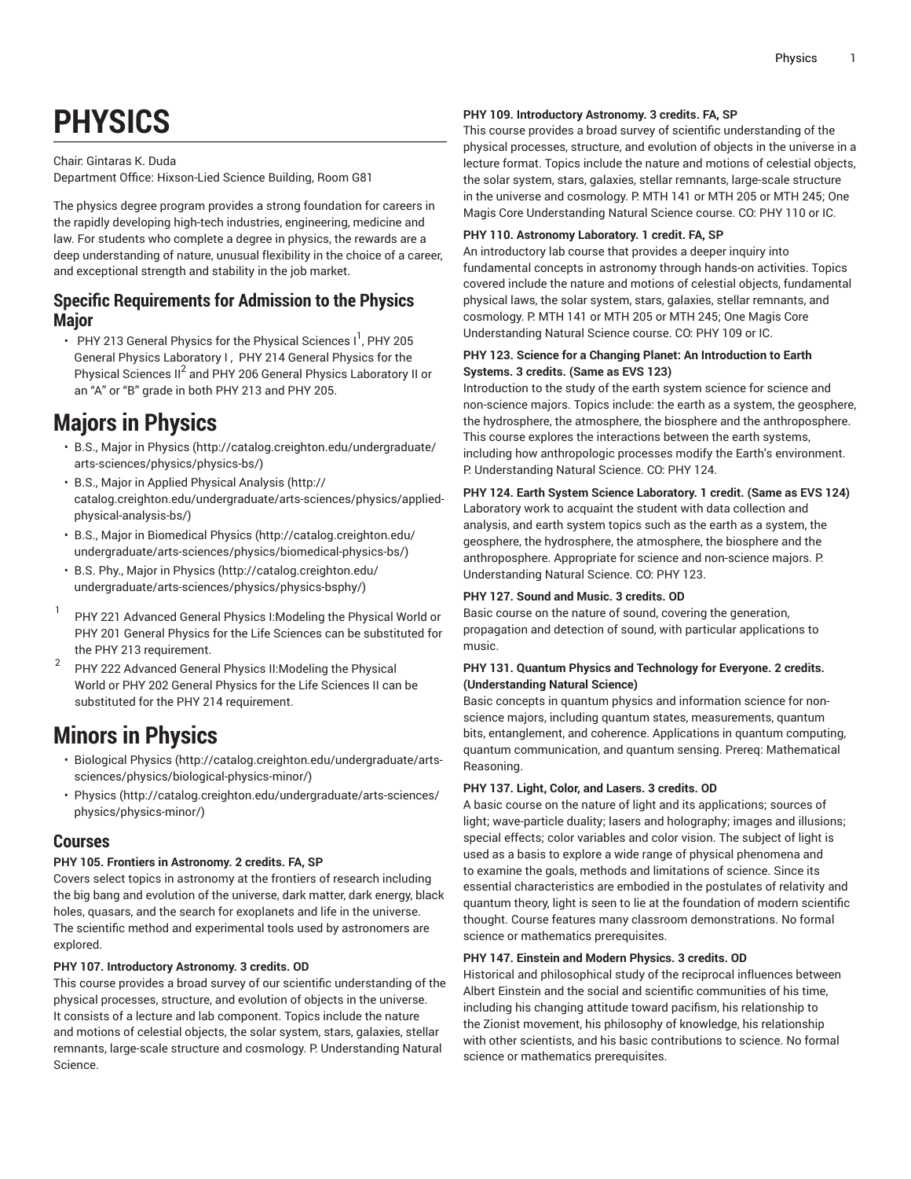# PHYSICS

Chair: Gintaras K. Duda
Department Office: Hixson-Lied Science Building, Room G81

The physics degree program provides a strong foundation for careers in the rapidly developing high-tech industries, engineering, medicine and law. For students who complete a degree in physics, the rewards are a deep understanding of nature, unusual flexibility in the choice of a career, and exceptional strength and stability in the job market.

## Specific Requirements for Admission to the Physics Major

- PHY 213 General Physics for the Physical Sciences I[1], PHY 205 General Physics Laboratory I , PHY 214 General Physics for the Physical Sciences II[2] and PHY 206 General Physics Laboratory II or an "A" or "B" grade in both PHY 213 and PHY 205.

# Majors in Physics

- B.S., Major in Physics (http://catalog.creighton.edu/undergraduate/arts-sciences/physics/physics-bs/)
- B.S., Major in Applied Physical Analysis (http://catalog.creighton.edu/undergraduate/arts-sciences/physics/applied-physical-analysis-bs/)
- B.S., Major in Biomedical Physics (http://catalog.creighton.edu/undergraduate/arts-sciences/physics/biomedical-physics-bs/)
- B.S. Phy., Major in Physics (http://catalog.creighton.edu/undergraduate/arts-sciences/physics/physics-bsphy/)

[1] PHY 221 Advanced General Physics I:Modeling the Physical World or PHY 201 General Physics for the Life Sciences can be substituted for the PHY 213 requirement.

[2] PHY 222 Advanced General Physics II:Modeling the Physical World or PHY 202 General Physics for the Life Sciences II can be substituted for the PHY 214 requirement.

# Minors in Physics

- Biological Physics (http://catalog.creighton.edu/undergraduate/arts-sciences/physics/biological-physics-minor/)
- Physics (http://catalog.creighton.edu/undergraduate/arts-sciences/physics/physics-minor/)

## Courses

**PHY 105. Frontiers in Astronomy. 2 credits. FA, SP**

Covers select topics in astronomy at the frontiers of research including the big bang and evolution of the universe, dark matter, dark energy, black holes, quasars, and the search for exoplanets and life in the universe. The scientific method and experimental tools used by astronomers are explored.

**PHY 107. Introductory Astronomy. 3 credits. OD**

This course provides a broad survey of our scientific understanding of the physical processes, structure, and evolution of objects in the universe. It consists of a lecture and lab component. Topics include the nature and motions of celestial objects, the solar system, stars, galaxies, stellar remnants, large-scale structure and cosmology. P. Understanding Natural Science.

**PHY 109. Introductory Astronomy. 3 credits. FA, SP**

This course provides a broad survey of scientific understanding of the physical processes, structure, and evolution of objects in the universe in a lecture format. Topics include the nature and motions of celestial objects, the solar system, stars, galaxies, stellar remnants, large-scale structure in the universe and cosmology. P. MTH 141 or MTH 205 or MTH 245; One Magis Core Understanding Natural Science course. CO: PHY 110 or IC.

**PHY 110. Astronomy Laboratory. 1 credit. FA, SP**

An introductory lab course that provides a deeper inquiry into fundamental concepts in astronomy through hands-on activities. Topics covered include the nature and motions of celestial objects, fundamental physical laws, the solar system, stars, galaxies, stellar remnants, and cosmology. P. MTH 141 or MTH 205 or MTH 245; One Magis Core Understanding Natural Science course. CO: PHY 109 or IC.

**PHY 123. Science for a Changing Planet: An Introduction to Earth Systems. 3 credits. (Same as EVS 123)**

Introduction to the study of the earth system science for science and non-science majors. Topics include: the earth as a system, the geosphere, the hydrosphere, the atmosphere, the biosphere and the anthroposphere. This course explores the interactions between the earth systems, including how anthropologic processes modify the Earth's environment. P. Understanding Natural Science. CO: PHY 124.

**PHY 124. Earth System Science Laboratory. 1 credit. (Same as EVS 124)**

Laboratory work to acquaint the student with data collection and analysis, and earth system topics such as the earth as a system, the geosphere, the hydrosphere, the atmosphere, the biosphere and the anthroposphere. Appropriate for science and non-science majors. P. Understanding Natural Science. CO: PHY 123.

**PHY 127. Sound and Music. 3 credits. OD**

Basic course on the nature of sound, covering the generation, propagation and detection of sound, with particular applications to music.

**PHY 131. Quantum Physics and Technology for Everyone. 2 credits. (Understanding Natural Science)**

Basic concepts in quantum physics and information science for non-science majors, including quantum states, measurements, quantum bits, entanglement, and coherence. Applications in quantum computing, quantum communication, and quantum sensing. Prereq: Mathematical Reasoning.

**PHY 137. Light, Color, and Lasers. 3 credits. OD**

A basic course on the nature of light and its applications; sources of light; wave-particle duality; lasers and holography; images and illusions; special effects; color variables and color vision. The subject of light is used as a basis to explore a wide range of physical phenomena and to examine the goals, methods and limitations of science. Since its essential characteristics are embodied in the postulates of relativity and quantum theory, light is seen to lie at the foundation of modern scientific thought. Course features many classroom demonstrations. No formal science or mathematics prerequisites.

**PHY 147. Einstein and Modern Physics. 3 credits. OD**

Historical and philosophical study of the reciprocal influences between Albert Einstein and the social and scientific communities of his time, including his changing attitude toward pacifism, his relationship to the Zionist movement, his philosophy of knowledge, his relationship with other scientists, and his basic contributions to science. No formal science or mathematics prerequisites.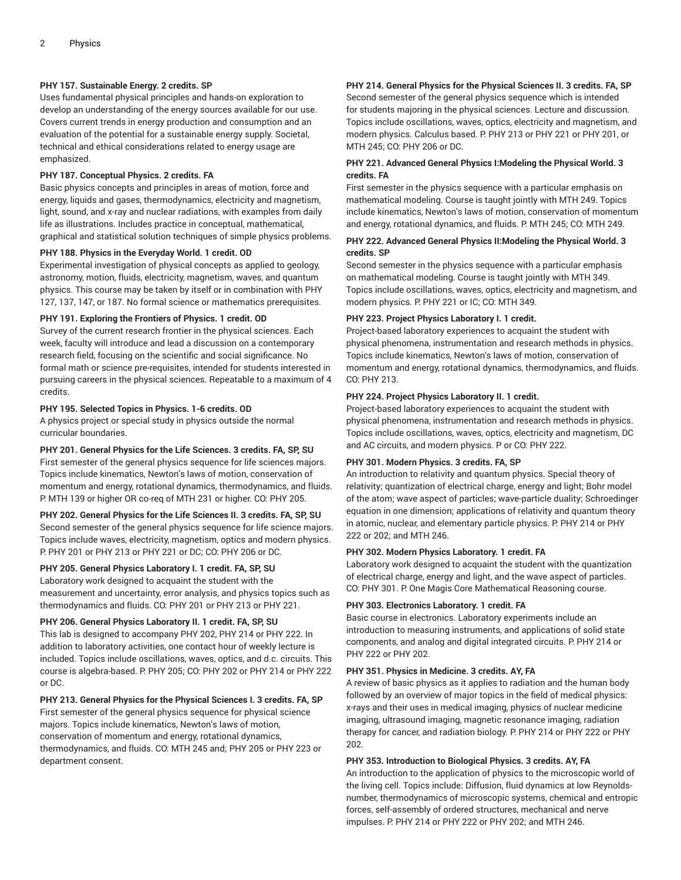**PHY 157. Sustainable Energy. 2 credits. SP**
Uses fundamental physical principles and hands-on exploration to develop an understanding of the energy sources available for our use. Covers current trends in energy production and consumption and an evaluation of the potential for a sustainable energy supply. Societal, technical and ethical considerations related to energy usage are emphasized.

**PHY 187. Conceptual Physics. 2 credits. FA**
Basic physics concepts and principles in areas of motion, force and energy, liquids and gases, thermodynamics, electricity and magnetism, light, sound, and x-ray and nuclear radiations, with examples from daily life as illustrations. Includes practice in conceptual, mathematical, graphical and statistical solution techniques of simple physics problems.

**PHY 188. Physics in the Everyday World. 1 credit. OD**
Experimental investigation of physical concepts as applied to geology, astronomy, motion, fluids, electricity, magnetism, waves, and quantum physics. This course may be taken by itself or in combination with PHY 127, 137, 147, or 187. No formal science or mathematics prerequisites.

**PHY 191. Exploring the Frontiers of Physics. 1 credit. OD**
Survey of the current research frontier in the physical sciences. Each week, faculty will introduce and lead a discussion on a contemporary research field, focusing on the scientific and social significance. No formal math or science pre-requisites, intended for students interested in pursuing careers in the physical sciences. Repeatable to a maximum of 4 credits.

**PHY 195. Selected Topics in Physics. 1-6 credits. OD**
A physics project or special study in physics outside the normal curricular boundaries.

**PHY 201. General Physics for the Life Sciences. 3 credits. FA, SP, SU**
First semester of the general physics sequence for life sciences majors. Topics include kinematics, Newton's laws of motion, conservation of momentum and energy, rotational dynamics, thermodynamics, and fluids. P. MTH 139 or higher OR co-req of MTH 231 or higher. CO: PHY 205.

**PHY 202. General Physics for the Life Sciences II. 3 credits. FA, SP, SU**
Second semester of the general physics sequence for life science majors. Topics include waves, electricity, magnetism, optics and modern physics. P. PHY 201 or PHY 213 or PHY 221 or DC; CO: PHY 206 or DC.

**PHY 205. General Physics Laboratory I. 1 credit. FA, SP, SU**
Laboratory work designed to acquaint the student with the measurement and uncertainty, error analysis, and physics topics such as thermodynamics and fluids. CO: PHY 201 or PHY 213 or PHY 221.

**PHY 206. General Physics Laboratory II. 1 credit. FA, SP, SU**
This lab is designed to accompany PHY 202, PHY 214 or PHY 222. In addition to laboratory activities, one contact hour of weekly lecture is included. Topics include oscillations, waves, optics, and d.c. circuits. This course is algebra-based. P. PHY 205; CO: PHY 202 or PHY 214 or PHY 222 or DC.

**PHY 213. General Physics for the Physical Sciences I. 3 credits. FA, SP**
First semester of the general physics sequence for physical science majors. Topics include kinematics, Newton's laws of motion, conservation of momentum and energy, rotational dynamics, thermodynamics, and fluids. CO: MTH 245 and; PHY 205 or PHY 223 or department consent.

**PHY 214. General Physics for the Physical Sciences II. 3 credits. FA, SP**
Second semester of the general physics sequence which is intended for students majoring in the physical sciences. Lecture and discussion. Topics include oscillations, waves, optics, electricity and magnetism, and modern physics. Calculus based. P. PHY 213 or PHY 221 or PHY 201, or MTH 245; CO: PHY 206 or DC.

**PHY 221. Advanced General Physics I:Modeling the Physical World. 3 credits. FA**
First semester in the physics sequence with a particular emphasis on mathematical modeling. Course is taught jointly with MTH 249. Topics include kinematics, Newton's laws of motion, conservation of momentum and energy, rotational dynamics, and fluids. P. MTH 245; CO: MTH 249.

**PHY 222. Advanced General Physics II:Modeling the Physical World. 3 credits. SP**
Second semester in the physics sequence with a particular emphasis on mathematical modeling. Course is taught jointly with MTH 349. Topics include oscillations, waves, optics, electricity and magnetism, and modern physics. P. PHY 221 or IC; CO: MTH 349.

**PHY 223. Project Physics Laboratory I. 1 credit.**
Project-based laboratory experiences to acquaint the student with physical phenomena, instrumentation and research methods in physics. Topics include kinematics, Newton's laws of motion, conservation of momentum and energy, rotational dynamics, thermodynamics, and fluids. CO: PHY 213.

**PHY 224. Project Physics Laboratory II. 1 credit.**
Project-based laboratory experiences to acquaint the student with physical phenomena, instrumentation and research methods in physics. Topics include oscillations, waves, optics, electricity and magnetism, DC and AC circuits, and modern physics. P or CO: PHY 222.

**PHY 301. Modern Physics. 3 credits. FA, SP**
An introduction to relativity and quantum physics. Special theory of relativity; quantization of electrical charge, energy and light; Bohr model of the atom; wave aspect of particles; wave-particle duality; Schroedinger equation in one dimension; applications of relativity and quantum theory in atomic, nuclear, and elementary particle physics. P. PHY 214 or PHY 222 or 202; and MTH 246.

**PHY 302. Modern Physics Laboratory. 1 credit. FA**
Laboratory work designed to acquaint the student with the quantization of electrical charge, energy and light, and the wave aspect of particles. CO: PHY 301. P. One Magis Core Mathematical Reasoning course.

**PHY 303. Electronics Laboratory. 1 credit. FA**
Basic course in electronics. Laboratory experiments include an introduction to measuring instruments, and applications of solid state components, and analog and digital integrated circuits. P. PHY 214 or PHY 222 or PHY 202.

**PHY 351. Physics in Medicine. 3 credits. AY, FA**
A review of basic physics as it applies to radiation and the human body followed by an overview of major topics in the field of medical physics: x-rays and their uses in medical imaging, physics of nuclear medicine imaging, ultrasound imaging, magnetic resonance imaging, radiation therapy for cancer, and radiation biology. P. PHY 214 or PHY 222 or PHY 202.

**PHY 353. Introduction to Biological Physics. 3 credits. AY, FA**
An introduction to the application of physics to the microscopic world of the living cell. Topics include: Diffusion, fluid dynamics at low Reynolds-number, thermodynamics of microscopic systems, chemical and entropic forces, self-assembly of ordered structures, mechanical and nerve impulses. P. PHY 214 or PHY 222 or PHY 202; and MTH 246.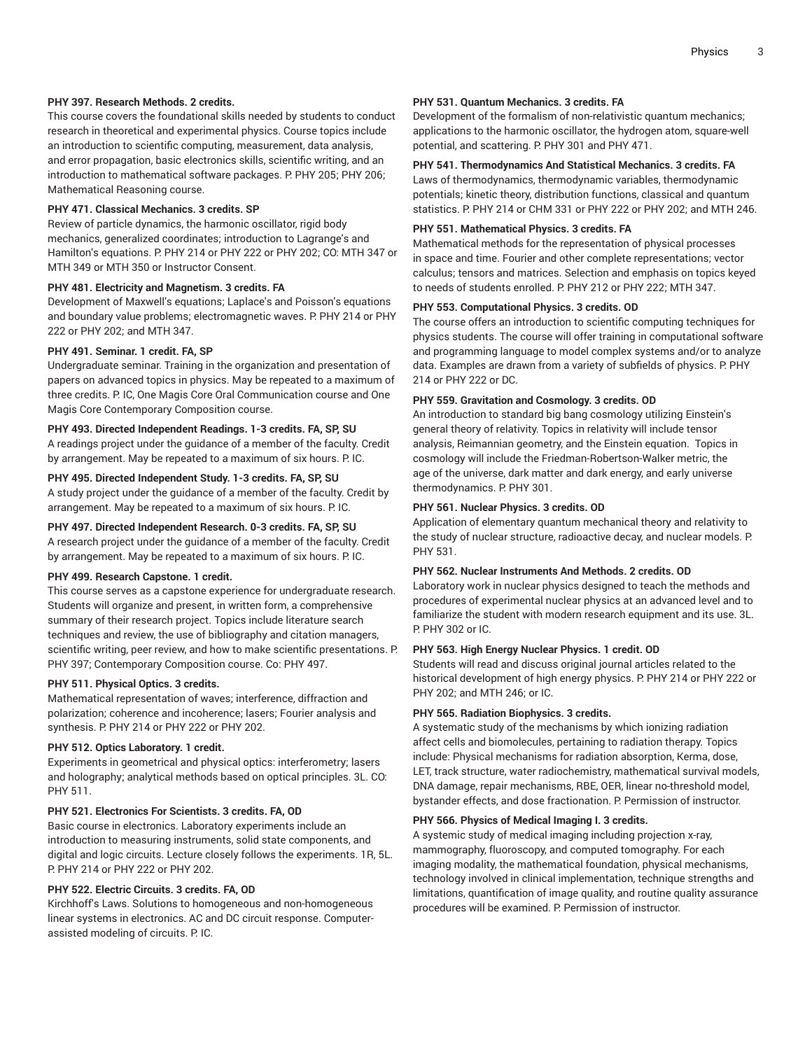**PHY 397. Research Methods. 2 credits.**
This course covers the foundational skills needed by students to conduct research in theoretical and experimental physics. Course topics include an introduction to scientific computing, measurement, data analysis, and error propagation, basic electronics skills, scientific writing, and an introduction to mathematical software packages. P. PHY 205; PHY 206; Mathematical Reasoning course.

**PHY 471. Classical Mechanics. 3 credits. SP**
Review of particle dynamics, the harmonic oscillator, rigid body mechanics, generalized coordinates; introduction to Lagrange's and Hamilton's equations. P. PHY 214 or PHY 222 or PHY 202; CO: MTH 347 or MTH 349 or MTH 350 or Instructor Consent.

**PHY 481. Electricity and Magnetism. 3 credits. FA**
Development of Maxwell's equations; Laplace's and Poisson's equations and boundary value problems; electromagnetic waves. P. PHY 214 or PHY 222 or PHY 202; and MTH 347.

**PHY 491. Seminar. 1 credit. FA, SP**
Undergraduate seminar. Training in the organization and presentation of papers on advanced topics in physics. May be repeated to a maximum of three credits. P. IC, One Magis Core Oral Communication course and One Magis Core Contemporary Composition course.

**PHY 493. Directed Independent Readings. 1-3 credits. FA, SP, SU**
A readings project under the guidance of a member of the faculty. Credit by arrangement. May be repeated to a maximum of six hours. P. IC.

**PHY 495. Directed Independent Study. 1-3 credits. FA, SP, SU**
A study project under the guidance of a member of the faculty. Credit by arrangement. May be repeated to a maximum of six hours. P. IC.

**PHY 497. Directed Independent Research. 0-3 credits. FA, SP, SU**
A research project under the guidance of a member of the faculty. Credit by arrangement. May be repeated to a maximum of six hours. P. IC.

**PHY 499. Research Capstone. 1 credit.**
This course serves as a capstone experience for undergraduate research. Students will organize and present, in written form, a comprehensive summary of their research project. Topics include literature search techniques and review, the use of bibliography and citation managers, scientific writing, peer review, and how to make scientific presentations. P. PHY 397; Contemporary Composition course. Co: PHY 497.

**PHY 511. Physical Optics. 3 credits.**
Mathematical representation of waves; interference, diffraction and polarization; coherence and incoherence; lasers; Fourier analysis and synthesis. P. PHY 214 or PHY 222 or PHY 202.

**PHY 512. Optics Laboratory. 1 credit.**
Experiments in geometrical and physical optics: interferometry; lasers and holography; analytical methods based on optical principles. 3L. CO: PHY 511.

**PHY 521. Electronics For Scientists. 3 credits. FA, OD**
Basic course in electronics. Laboratory experiments include an introduction to measuring instruments, solid state components, and digital and logic circuits. Lecture closely follows the experiments. 1R, 5L. P. PHY 214 or PHY 222 or PHY 202.

**PHY 522. Electric Circuits. 3 credits. FA, OD**
Kirchhoff's Laws. Solutions to homogeneous and non-homogeneous linear systems in electronics. AC and DC circuit response. Computer-assisted modeling of circuits. P. IC.

**PHY 531. Quantum Mechanics. 3 credits. FA**
Development of the formalism of non-relativistic quantum mechanics; applications to the harmonic oscillator, the hydrogen atom, square-well potential, and scattering. P. PHY 301 and PHY 471.

**PHY 541. Thermodynamics And Statistical Mechanics. 3 credits. FA**
Laws of thermodynamics, thermodynamic variables, thermodynamic potentials; kinetic theory, distribution functions, classical and quantum statistics. P. PHY 214 or CHM 331 or PHY 222 or PHY 202; and MTH 246.

**PHY 551. Mathematical Physics. 3 credits. FA**
Mathematical methods for the representation of physical processes in space and time. Fourier and other complete representations; vector calculus; tensors and matrices. Selection and emphasis on topics keyed to needs of students enrolled. P. PHY 212 or PHY 222; MTH 347.

**PHY 553. Computational Physics. 3 credits. OD**
The course offers an introduction to scientific computing techniques for physics students. The course will offer training in computational software and programming language to model complex systems and/or to analyze data. Examples are drawn from a variety of subfields of physics. P. PHY 214 or PHY 222 or DC.

**PHY 559. Gravitation and Cosmology. 3 credits. OD**
An introduction to standard big bang cosmology utilizing Einstein's general theory of relativity. Topics in relativity will include tensor analysis, Reimannian geometry, and the Einstein equation. Topics in cosmology will include the Friedman-Robertson-Walker metric, the age of the universe, dark matter and dark energy, and early universe thermodynamics. P. PHY 301.

**PHY 561. Nuclear Physics. 3 credits. OD**
Application of elementary quantum mechanical theory and relativity to the study of nuclear structure, radioactive decay, and nuclear models. P. PHY 531.

**PHY 562. Nuclear Instruments And Methods. 2 credits. OD**
Laboratory work in nuclear physics designed to teach the methods and procedures of experimental nuclear physics at an advanced level and to familiarize the student with modern research equipment and its use. 3L. P. PHY 302 or IC.

**PHY 563. High Energy Nuclear Physics. 1 credit. OD**
Students will read and discuss original journal articles related to the historical development of high energy physics. P. PHY 214 or PHY 222 or PHY 202; and MTH 246; or IC.

**PHY 565. Radiation Biophysics. 3 credits.**
A systematic study of the mechanisms by which ionizing radiation affect cells and biomolecules, pertaining to radiation therapy. Topics include: Physical mechanisms for radiation absorption, Kerma, dose, LET, track structure, water radiochemistry, mathematical survival models, DNA damage, repair mechanisms, RBE, OER, linear no-threshold model, bystander effects, and dose fractionation. P. Permission of instructor.

**PHY 566. Physics of Medical Imaging I. 3 credits.**
A systemic study of medical imaging including projection x-ray, mammography, fluoroscopy, and computed tomography. For each imaging modality, the mathematical foundation, physical mechanisms, technology involved in clinical implementation, technique strengths and limitations, quantification of image quality, and routine quality assurance procedures will be examined. P. Permission of instructor.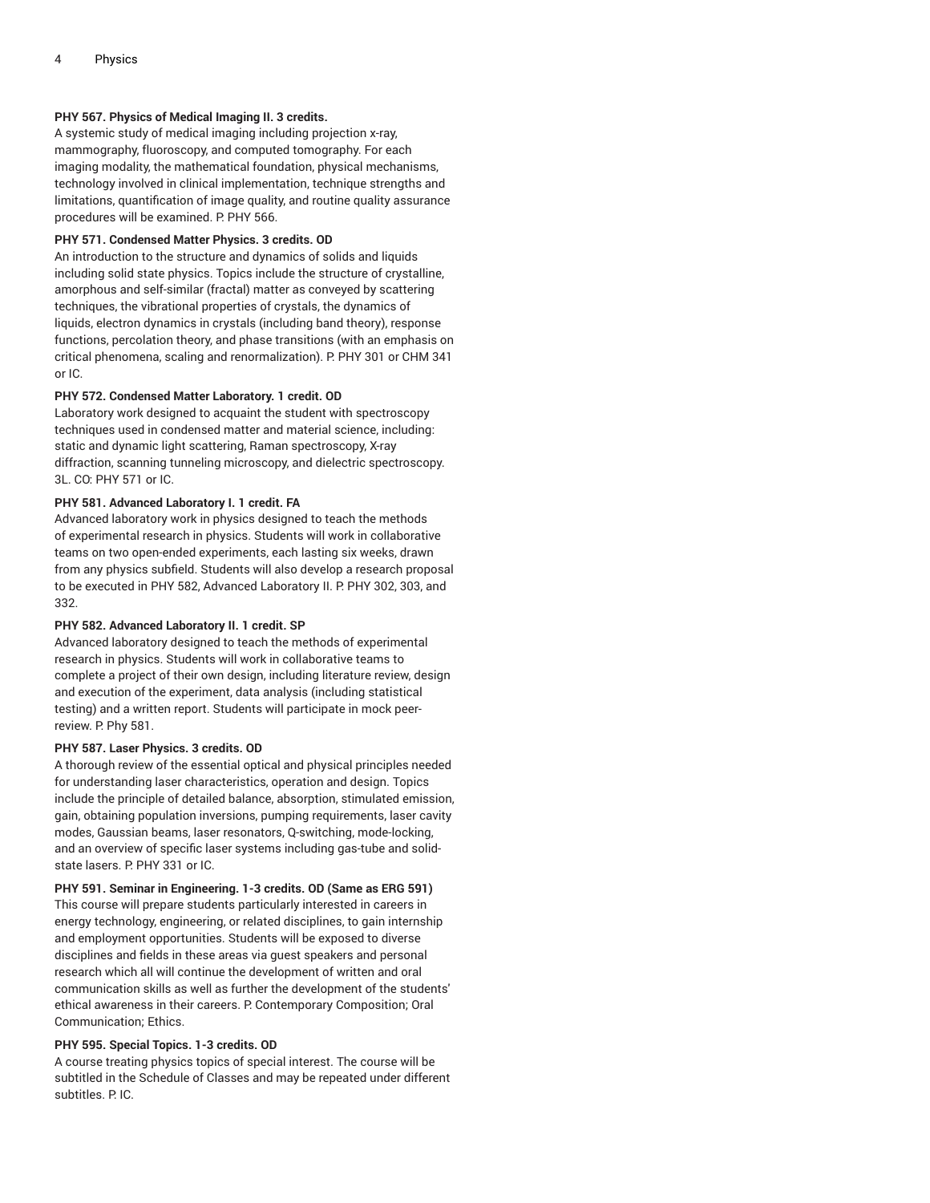**PHY 567. Physics of Medical Imaging II. 3 credits.**
A systemic study of medical imaging including projection x-ray, mammography, fluoroscopy, and computed tomography. For each imaging modality, the mathematical foundation, physical mechanisms, technology involved in clinical implementation, technique strengths and limitations, quantification of image quality, and routine quality assurance procedures will be examined. P. PHY 566.

**PHY 571. Condensed Matter Physics. 3 credits. OD**
An introduction to the structure and dynamics of solids and liquids including solid state physics. Topics include the structure of crystalline, amorphous and self-similar (fractal) matter as conveyed by scattering techniques, the vibrational properties of crystals, the dynamics of liquids, electron dynamics in crystals (including band theory), response functions, percolation theory, and phase transitions (with an emphasis on critical phenomena, scaling and renormalization). P. PHY 301 or CHM 341 or IC.

**PHY 572. Condensed Matter Laboratory. 1 credit. OD**
Laboratory work designed to acquaint the student with spectroscopy techniques used in condensed matter and material science, including: static and dynamic light scattering, Raman spectroscopy, X-ray diffraction, scanning tunneling microscopy, and dielectric spectroscopy. 3L. CO: PHY 571 or IC.

**PHY 581. Advanced Laboratory I. 1 credit. FA**
Advanced laboratory work in physics designed to teach the methods of experimental research in physics. Students will work in collaborative teams on two open-ended experiments, each lasting six weeks, drawn from any physics subfield. Students will also develop a research proposal to be executed in PHY 582, Advanced Laboratory II. P. PHY 302, 303, and 332.

**PHY 582. Advanced Laboratory II. 1 credit. SP**
Advanced laboratory designed to teach the methods of experimental research in physics. Students will work in collaborative teams to complete a project of their own design, including literature review, design and execution of the experiment, data analysis (including statistical testing) and a written report. Students will participate in mock peer-review. P. Phy 581.

**PHY 587. Laser Physics. 3 credits. OD**
A thorough review of the essential optical and physical principles needed for understanding laser characteristics, operation and design. Topics include the principle of detailed balance, absorption, stimulated emission, gain, obtaining population inversions, pumping requirements, laser cavity modes, Gaussian beams, laser resonators, Q-switching, mode-locking, and an overview of specific laser systems including gas-tube and solid-state lasers. P. PHY 331 or IC.

**PHY 591. Seminar in Engineering. 1-3 credits. OD (Same as ERG 591)**
This course will prepare students particularly interested in careers in energy technology, engineering, or related disciplines, to gain internship and employment opportunities. Students will be exposed to diverse disciplines and fields in these areas via guest speakers and personal research which all will continue the development of written and oral communication skills as well as further the development of the students' ethical awareness in their careers. P. Contemporary Composition; Oral Communication; Ethics.

**PHY 595. Special Topics. 1-3 credits. OD**
A course treating physics topics of special interest. The course will be subtitled in the Schedule of Classes and may be repeated under different subtitles. P. IC.